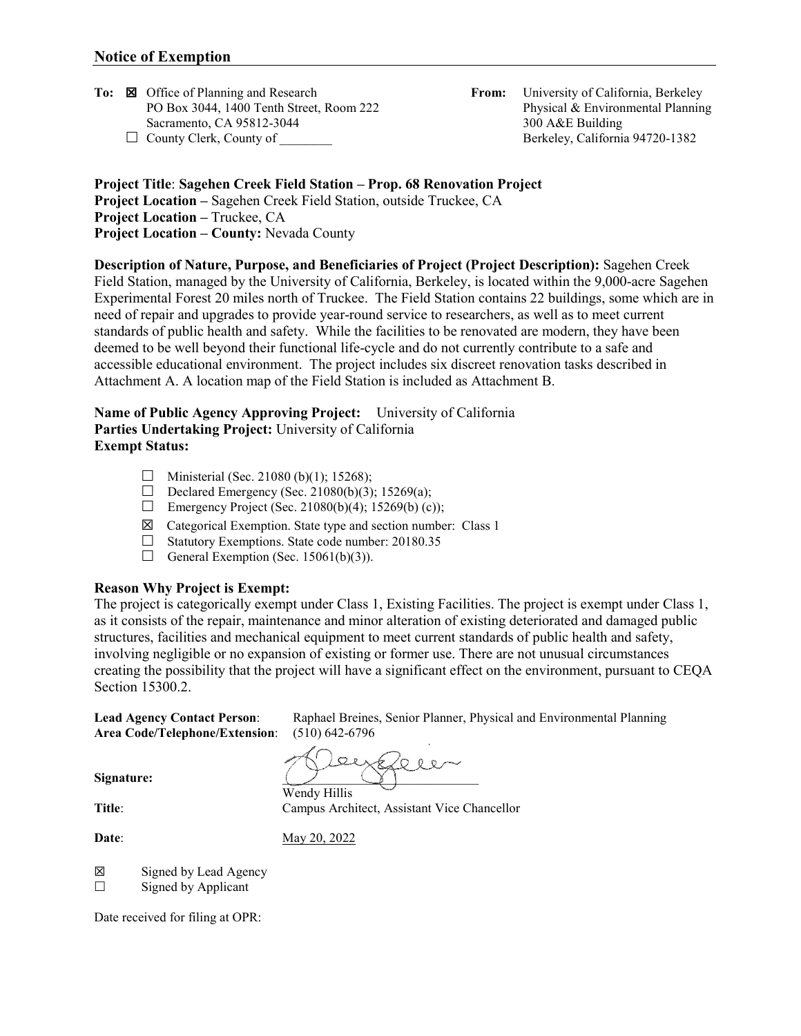## Notice of Exempt­ion

**To:** ☒ Office of Planning and Research
PO Box 3044, 1400 Tenth Street, Room 222
Sacramento, CA 95812-3044
☐ County Clerk, County of ________

**From:** University of California, Berkeley
Physical & Environmental Planning
300 A&E Building
Berkeley, California 94720-1382

**Project Title**: **Sagehen Creek Field Station – Prop. 68 Renovation Project**
**Project Location –** Sagehen Creek Field Station, outside Truckee, CA
**Project Location –** Truckee, CA
**Project Location – County:** Nevada County

**Description of Nature, Purpose, and Beneficiaries of Project (Project Description):** Sagehen Creek Field Station, managed by the University of California, Berkeley, is located within the 9,000-acre Sagehen Experimental Forest 20 miles north of Truckee. The Field Station contains 22 buildings, some which are in need of repair and upgrades to provide year-round service to researchers, as well as to meet current standards of public health and safety. While the facilities to be renovated are modern, they have been deemed to be well beyond their functional life-cycle and do not currently contribute to a safe and accessible educational environment. The project includes six discreet renovation tasks described in Attachment A. A location map of the Field Station is included as Attachment B.

**Name of Public Agency Approving Project:** University of California
**Parties Undertaking Project:** University of California
**Exempt Status:**

- ☐ Ministerial (Sec. 21080 (b)(1); 15268);
- ☐ Declared Emergency (Sec. 21080(b)(3); 15269(a);
- ☐ Emergency Project (Sec. 21080(b)(4); 15269(b) (c));
- ☒ Categorical Exemption. State type and section number: Class 1
- ☐ Statutory Exemptions. State code number: 20180.35
- ☐ General Exemption (Sec. 15061(b)(3)).

**Reason Why Project is Exempt:**
The project is categorically exempt under Class 1, Existing Facilities. The project is exempt under Class 1, as it consists of the repair, maintenance and minor alteration of existing deteriorated and damaged public structures, facilities and mechanical equipment to meet current standards of public health and safety, involving negligible or no expansion of existing or former use. There are not unusual circumstances creating the possibility that the project will have a significant effect on the environment, pursuant to CEQA Section 15300.2.

**Lead Agency Contact Person**: Raphael Breines, Senior Planner, Physical and Environmental Planning
**Area Code/Telephone/Extension**: (510) 642-6796

**Signature:** ________________
Wendy Hillis

**Title**: Campus Architect, Assistant Vice Chancellor

**Date**: May 20, 2022

☒ Signed by Lead Agency
☐ Signed by Applicant

Date received for filing at OPR: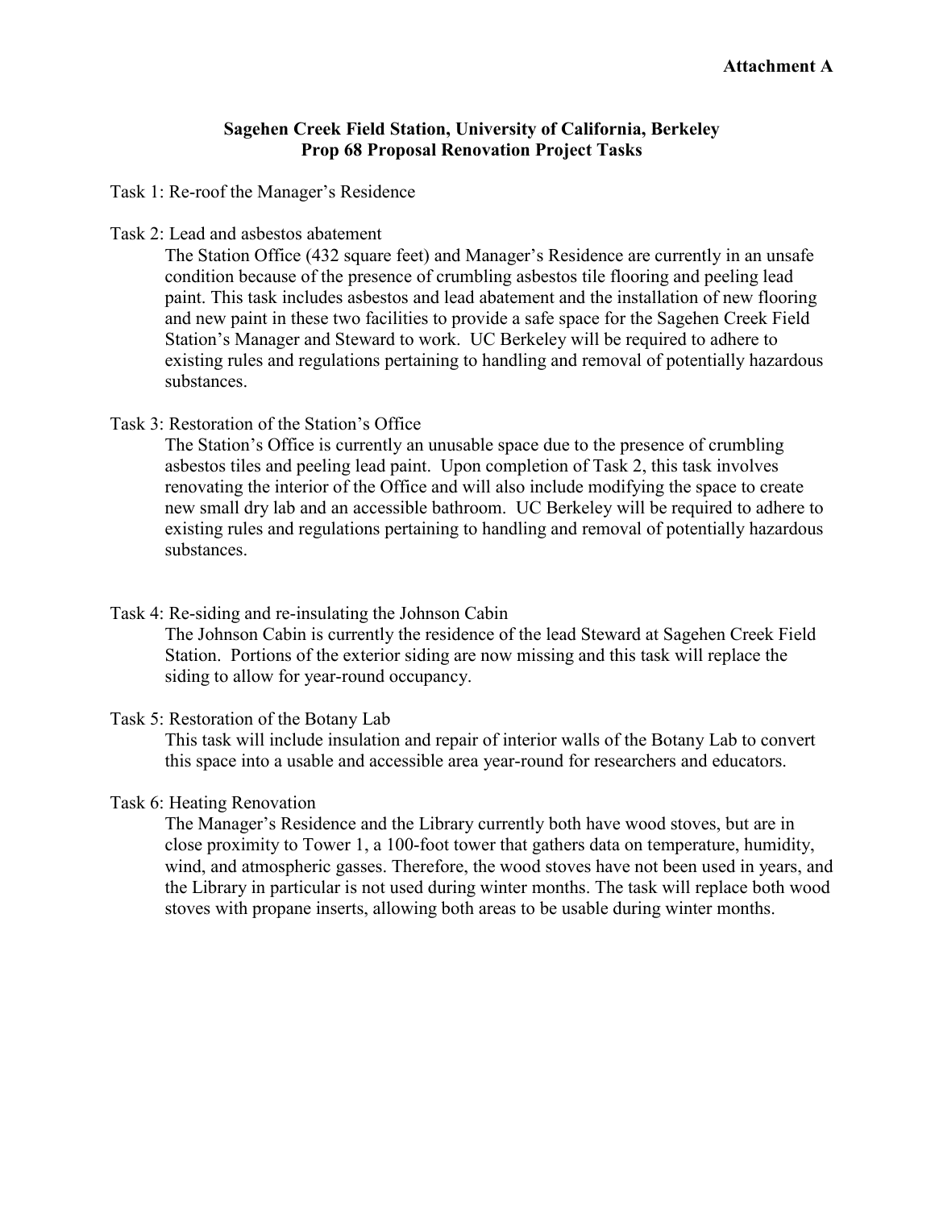**Attachment A**

## Sagehen Creek Field Station, University of California, Berkeley
## Prop 68 Proposal Renovation Project Tasks

Task 1: Re-roof the Manager's Residence

Task 2: Lead and asbestos abatement

The Station Office (432 square feet) and Manager's Residence are currently in an unsafe condition because of the presence of crumbling asbestos tile flooring and peeling lead paint. This task includes asbestos and lead abatement and the installation of new flooring and new paint in these two facilities to provide a safe space for the Sagehen Creek Field Station's Manager and Steward to work. UC Berkeley will be required to adhere to existing rules and regulations pertaining to handling and removal of potentially hazardous substances.

Task 3: Restoration of the Station's Office

The Station's Office is currently an unusable space due to the presence of crumbling asbestos tiles and peeling lead paint. Upon completion of Task 2, this task involves renovating the interior of the Office and will also include modifying the space to create new small dry lab and an accessible bathroom. UC Berkeley will be required to adhere to existing rules and regulations pertaining to handling and removal of potentially hazardous substances.

Task 4: Re-siding and re-insulating the Johnson Cabin

The Johnson Cabin is currently the residence of the lead Steward at Sagehen Creek Field Station. Portions of the exterior siding are now missing and this task will replace the siding to allow for year-round occupancy.

Task 5: Restoration of the Botany Lab

This task will include insulation and repair of interior walls of the Botany Lab to convert this space into a usable and accessible area year-round for researchers and educators.

Task 6: Heating Renovation

The Manager's Residence and the Library currently both have wood stoves, but are in close proximity to Tower 1, a 100-foot tower that gathers data on temperature, humidity, wind, and atmospheric gasses. Therefore, the wood stoves have not been used in years, and the Library in particular is not used during winter months. The task will replace both wood stoves with propane inserts, allowing both areas to be usable during winter months.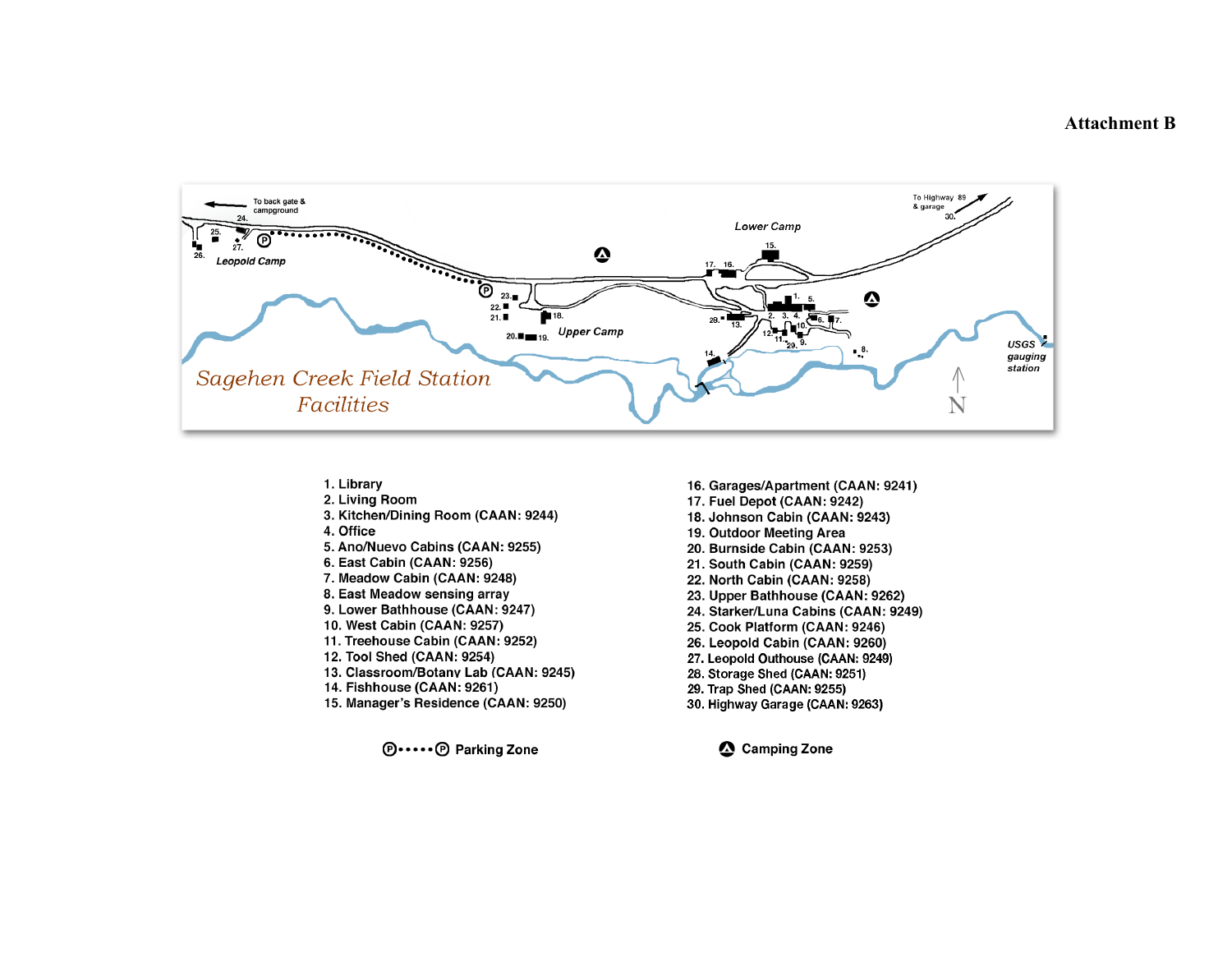**Attachment B**

To back gate & campground

To Highway 89 & garage

Lower Camp

Leopold Camp

Upper Camp

USGS gauging station

N

Sagehen Creek Field Station Facilities

1. Library
2. Living Room
3. Kitchen/Dining Room (CAAN: 9244)
4. Office
5. Ano/Nuevo Cabins (CAAN: 9255)
6. East Cabin (CAAN: 9256)
7. Meadow Cabin (CAAN: 9248)
8. East Meadow sensing array
9. Lower Bathhouse (CAAN: 9247)
10. West Cabin (CAAN: 9257)
11. Treehouse Cabin (CAAN: 9252)
12. Tool Shed (CAAN: 9254)
13. Classroom/Botany Lab (CAAN: 9245)
14. Fishhouse (CAAN: 9261)
15. Manager's Residence (CAAN: 9250)
16. Garages/Apartment (CAAN: 9241)
17. Fuel Depot (CAAN: 9242)
18. Johnson Cabin (CAAN: 9243)
19. Outdoor Meeting Area
20. Burnside Cabin (CAAN: 9253)
21. South Cabin (CAAN: 9259)
22. North Cabin (CAAN: 9258)
23. Upper Bathhouse (CAAN: 9262)
24. Starker/Luna Cabins (CAAN: 9249)
25. Cook Platform (CAAN: 9246)
26. Leopold Cabin (CAAN: 9260)
27. Leopold Outhouse (CAAN: 9249)
28. Storage Shed (CAAN: 9251)
29. Trap Shed (CAAN: 9255)
30. Highway Garage (CAAN: 9263)

Ⓟ•••••Ⓟ Parking Zone

Camping Zone